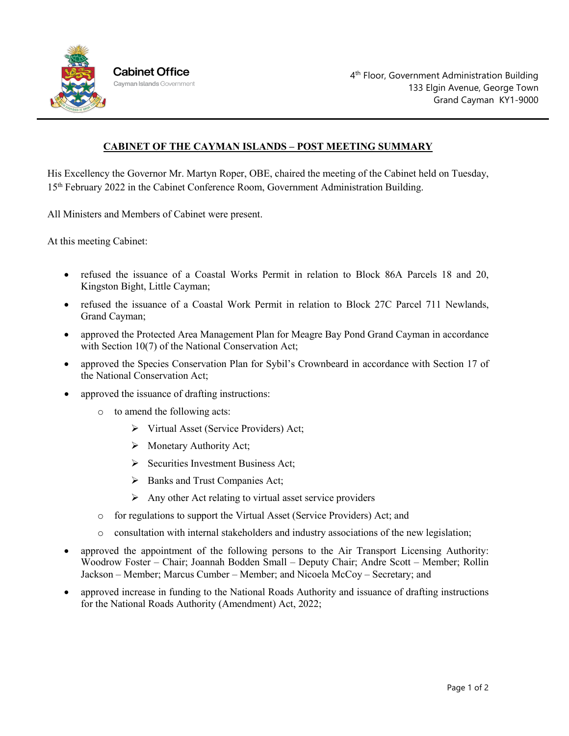**Cabinet Office**
Cayman Islands Government

4th Floor, Government Administration Building
133 Elgin Avenue, George Town
Grand Cayman KY1-9000

## CABINET OF THE CAYMAN ISLANDS – POST MEETING SUMMARY

His Excellency the Governor Mr. Martyn Roper, OBE, chaired the meeting of the Cabinet held on Tuesday, 15th February 2022 in the Cabinet Conference Room, Government Administration Building.

All Ministers and Members of Cabinet were present.

At this meeting Cabinet:

- refused the issuance of a Coastal Works Permit in relation to Block 86A Parcels 18 and 20, Kingston Bight, Little Cayman;
- refused the issuance of a Coastal Work Permit in relation to Block 27C Parcel 711 Newlands, Grand Cayman;
- approved the Protected Area Management Plan for Meagre Bay Pond Grand Cayman in accordance with Section 10(7) of the National Conservation Act;
- approved the Species Conservation Plan for Sybil's Crownbeard in accordance with Section 17 of the National Conservation Act;
- approved the issuance of drafting instructions:
  - to amend the following acts:
    - Virtual Asset (Service Providers) Act;
    - Monetary Authority Act;
    - Securities Investment Business Act;
    - Banks and Trust Companies Act;
    - Any other Act relating to virtual asset service providers
  - for regulations to support the Virtual Asset (Service Providers) Act; and
  - consultation with internal stakeholders and industry associations of the new legislation;
- approved the appointment of the following persons to the Air Transport Licensing Authority: Woodrow Foster – Chair; Joannah Bodden Small – Deputy Chair; Andre Scott – Member; Rollin Jackson – Member; Marcus Cumber – Member; and Nicoela McCoy – Secretary; and
- approved increase in funding to the National Roads Authority and issuance of drafting instructions for the National Roads Authority (Amendment) Act, 2022;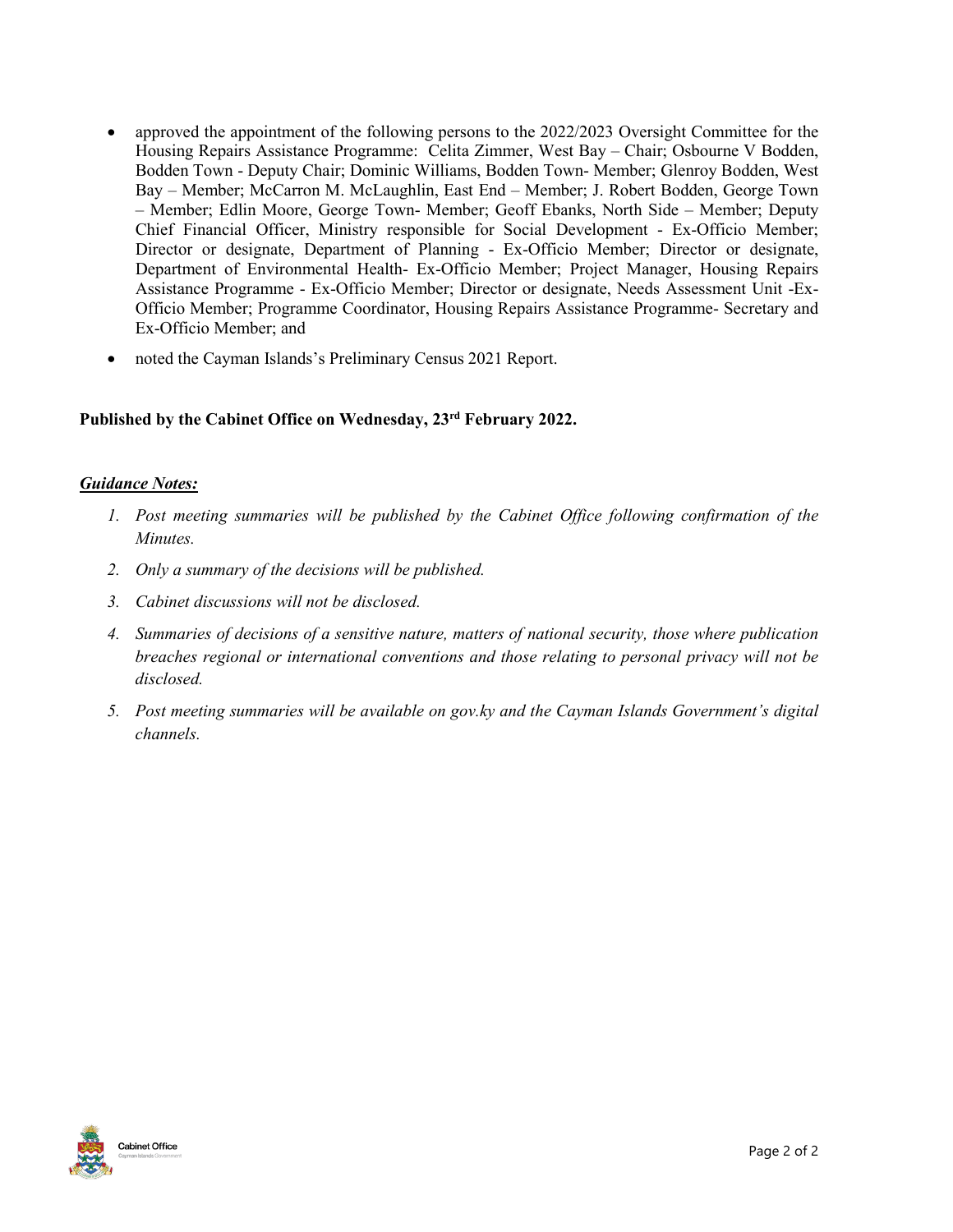- approved the appointment of the following persons to the 2022/2023 Oversight Committee for the Housing Repairs Assistance Programme: Celita Zimmer, West Bay – Chair; Osbourne V Bodden, Bodden Town - Deputy Chair; Dominic Williams, Bodden Town- Member; Glenroy Bodden, West Bay – Member; McCarron M. McLaughlin, East End – Member; J. Robert Bodden, George Town – Member; Edlin Moore, George Town- Member; Geoff Ebanks, North Side – Member; Deputy Chief Financial Officer, Ministry responsible for Social Development - Ex-Officio Member; Director or designate, Department of Planning - Ex-Officio Member; Director or designate, Department of Environmental Health- Ex-Officio Member; Project Manager, Housing Repairs Assistance Programme - Ex-Officio Member; Director or designate, Needs Assessment Unit -Ex-Officio Member; Programme Coordinator, Housing Repairs Assistance Programme- Secretary and Ex-Officio Member; and
- noted the Cayman Islands's Preliminary Census 2021 Report.

**Published by the Cabinet Office on Wednesday, 23rd February 2022.**

***Guidance Notes:***

1. *Post meeting summaries will be published by the Cabinet Office following confirmation of the Minutes.*
2. *Only a summary of the decisions will be published.*
3. *Cabinet discussions will not be disclosed.*
4. *Summaries of decisions of a sensitive nature, matters of national security, those where publication breaches regional or international conventions and those relating to personal privacy will not be disclosed.*
5. *Post meeting summaries will be available on gov.ky and the Cayman Islands Government's digital channels.*